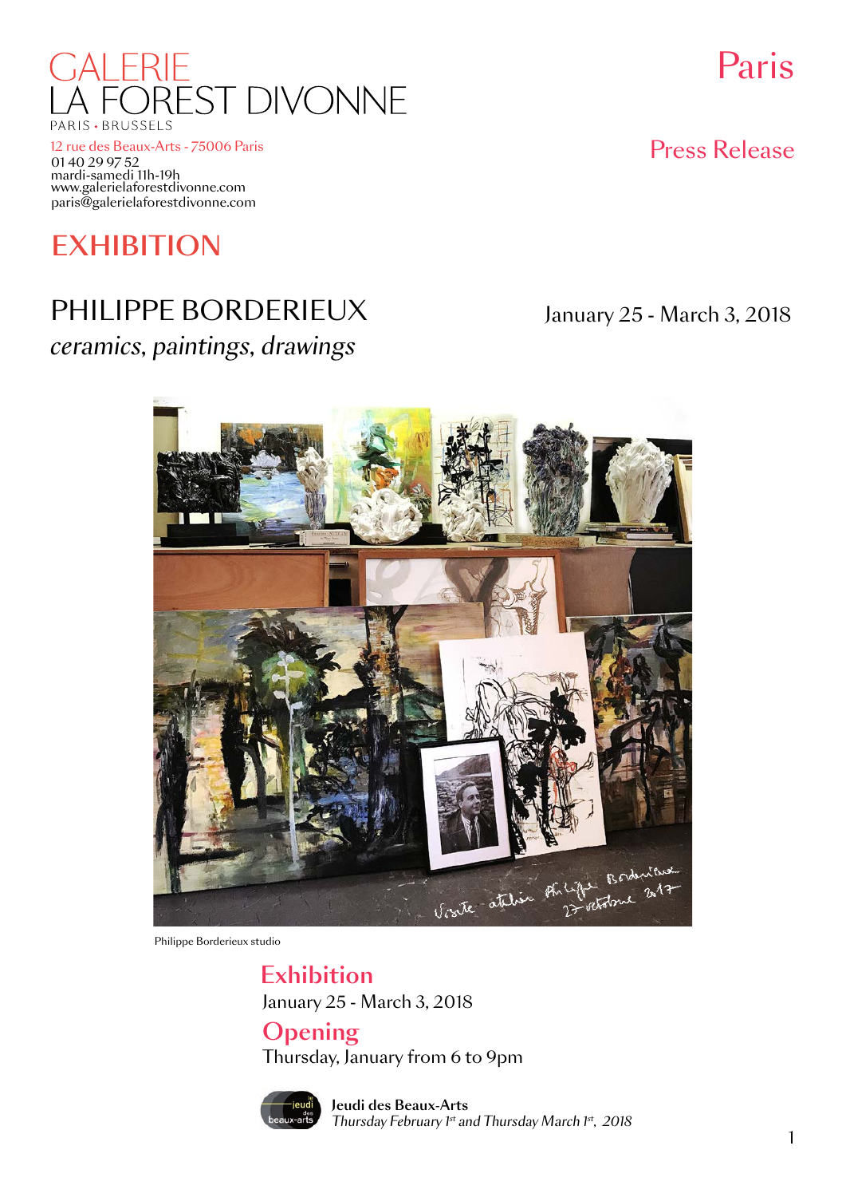GALERIE
LA FOREST DIVONNE
PARIS • BRUSSELS

12 rue des Beaux-Arts - 75006 Paris
01 40 29 97 52
mardi-samedi 11h-19h
www.galerielaforestdivonne.com
paris@galerielaforestdivonne.com

Paris

Press Release

# EXHIBITION

## PHILIPPE BORDERIEUX

*ceramics, paintings, drawings*

January 25 - March 3, 2018

Philippe Borderieux studio

### Exhibition

January 25 - March 3, 2018

### Opening

Thursday, January from 6 to 9pm

**Jeudi des Beaux-Arts**
*Thursday February 1st and Thursday March 1st, 2018*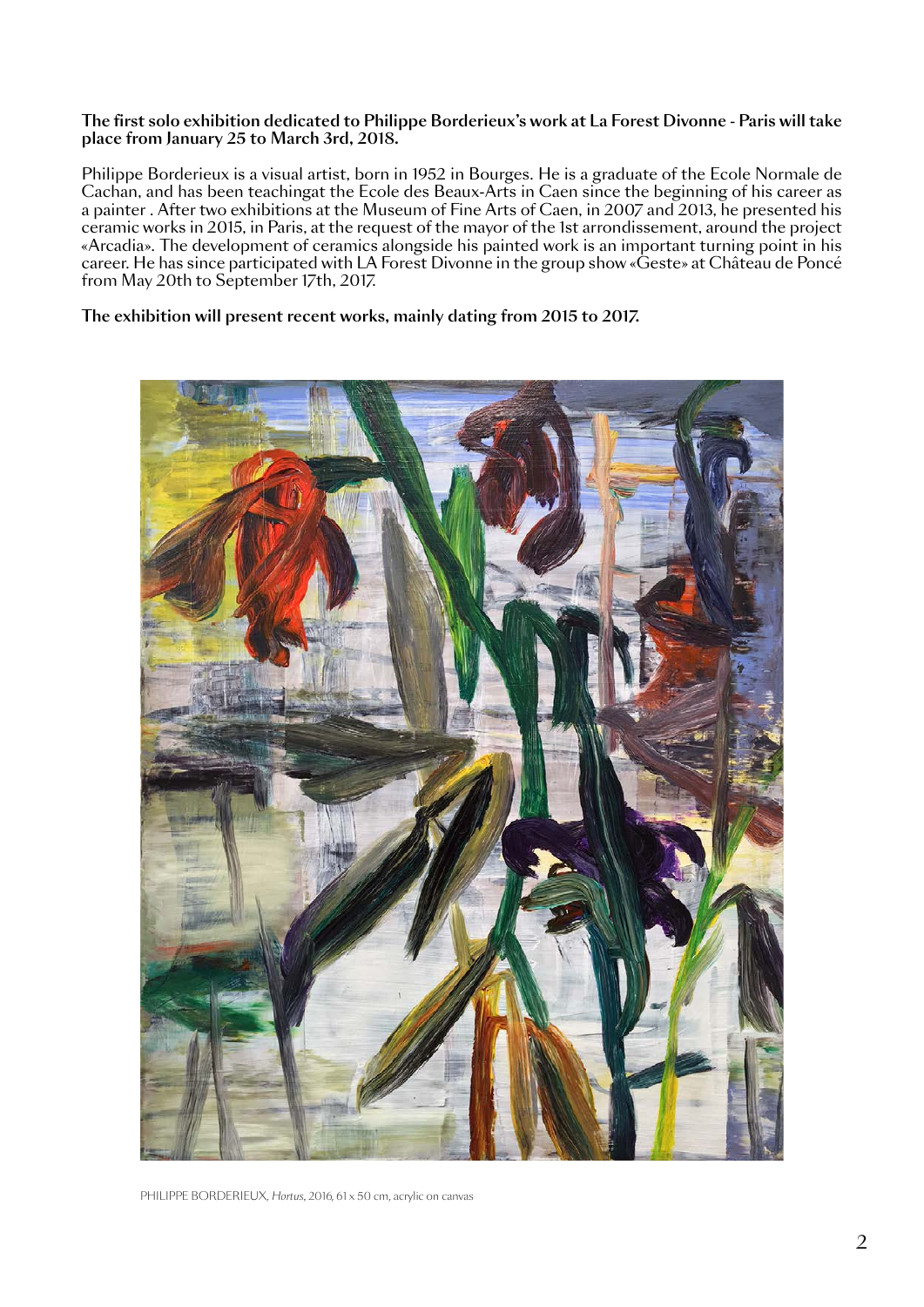**The first solo exhibition dedicated to Philippe Borderieux's work at La Forest Divonne - Paris will take place from January 25 to March 3rd, 2018.**

Philippe Borderieux is a visual artist, born in 1952 in Bourges. He is a graduate of the Ecole Normale de Cachan, and has been teachingat the Ecole des Beaux-Arts in Caen since the beginning of his career as a painter . After two exhibitions at the Museum of Fine Arts of Caen, in 2007 and 2013, he presented his ceramic works in 2015, in Paris, at the request of the mayor of the 1st arrondissement, around the project «Arcadia». The development of ceramics alongside his painted work is an important turning point in his career. He has since participated with LA Forest Divonne in the group show «Geste» at Château de Poncé from May 20th to September 17th, 2017.

**The exhibition will present recent works, mainly dating from 2015 to 2017.**

PHILIPPE BORDERIEUX, *Hortus*, 2016, 61 x 50 cm, acrylic on canvas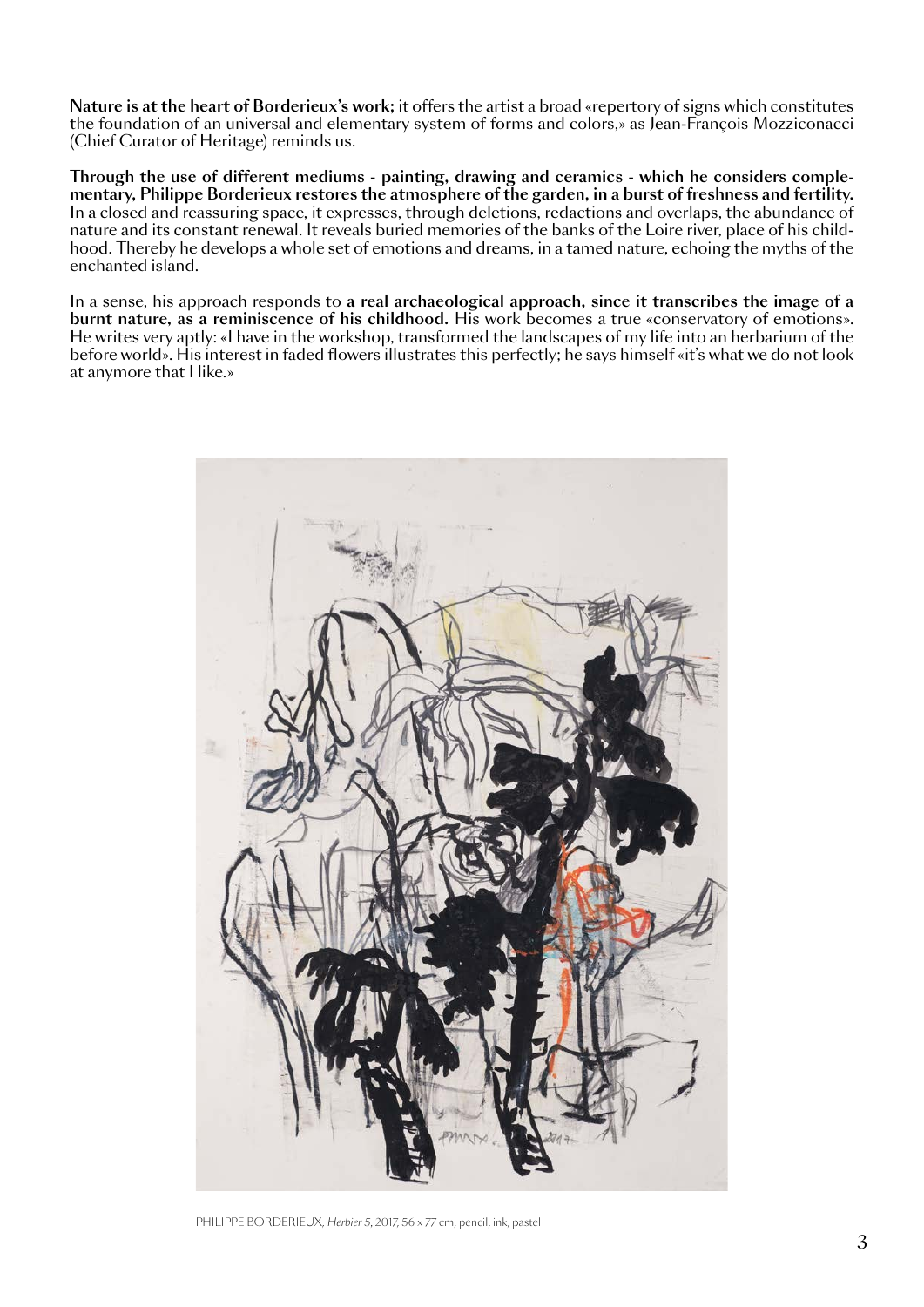**Nature is at the heart of Borderieux's work;** it offers the artist a broad «repertory of signs which constitutes the foundation of an universal and elementary system of forms and colors,» as Jean-François Mozziconacci (Chief Curator of Heritage) reminds us.

**Through the use of different mediums - painting, drawing and ceramics - which he considers complementary, Philippe Borderieux restores the atmosphere of the garden, in a burst of freshness and fertility.** In a closed and reassuring space, it expresses, through deletions, redactions and overlaps, the abundance of nature and its constant renewal. It reveals buried memories of the banks of the Loire river, place of his childhood. Thereby he develops a whole set of emotions and dreams, in a tamed nature, echoing the myths of the enchanted island.

In a sense, his approach responds to **a real archaeological approach, since it transcribes the image of a burnt nature, as a reminiscence of his childhood.** His work becomes a true «conservatory of emotions». He writes very aptly: «I have in the workshop, transformed the landscapes of my life into an herbarium of the before world». His interest in faded flowers illustrates this perfectly; he says himself «it's what we do not look at anymore that I like.»

PHILIPPE BORDERIEUX, *Herbier 5*, 2017, 56 x 77 cm, pencil, ink, pastel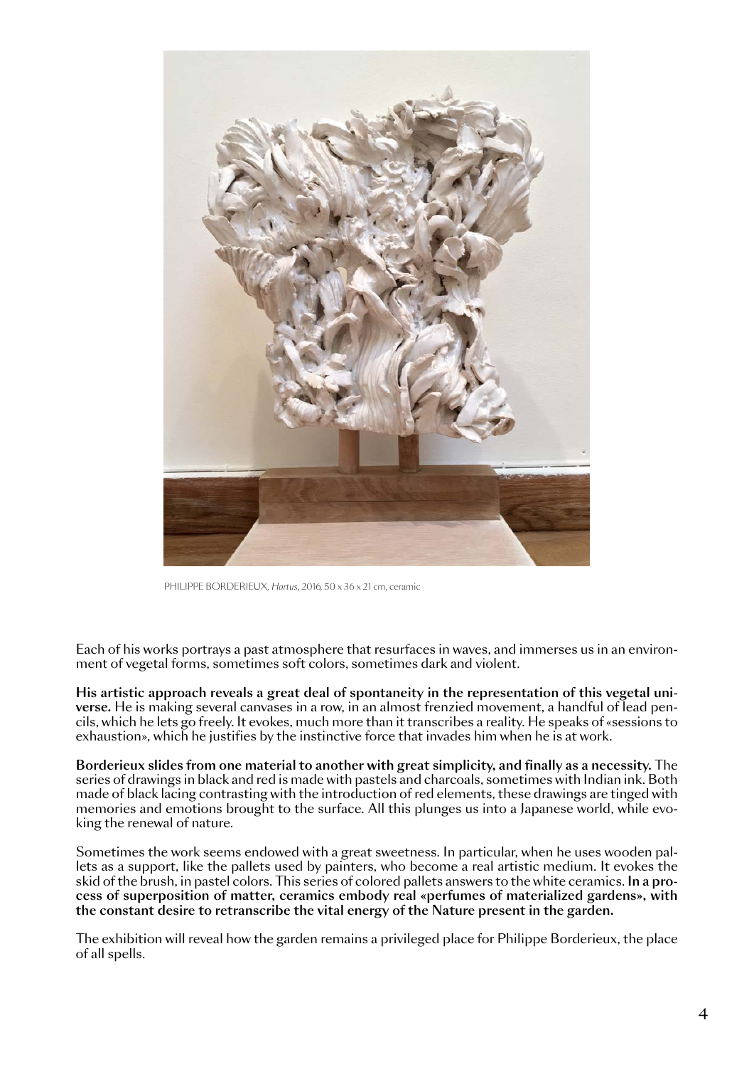PHILIPPE BORDERIEUX, *Hortus*, 2016, 50 x 36 x 21 cm, ceramic

Each of his works portrays a past atmosphere that resurfaces in waves, and immerses us in an environment of vegetal forms, sometimes soft colors, sometimes dark and violent.

**His artistic approach reveals a great deal of spontaneity in the representation of this vegetal universe.** He is making several canvases in a row, in an almost frenzied movement, a handful of lead pencils, which he lets go freely. It evokes, much more than it transcribes a reality. He speaks of «sessions to exhaustion», which he justifies by the instinctive force that invades him when he is at work.

**Borderieux slides from one material to another with great simplicity, and finally as a necessity.** The series of drawings in black and red is made with pastels and charcoals, sometimes with Indian ink. Both made of black lacing contrasting with the introduction of red elements, these drawings are tinged with memories and emotions brought to the surface. All this plunges us into a Japanese world, while evoking the renewal of nature.

Sometimes the work seems endowed with a great sweetness. In particular, when he uses wooden pallets as a support, like the pallets used by painters, who become a real artistic medium. It evokes the skid of the brush, in pastel colors. This series of colored pallets answers to the white ceramics. **In a process of superposition of matter, ceramics embody real «perfumes of materialized gardens», with the constant desire to retranscribe the vital energy of the Nature present in the garden.**

The exhibition will reveal how the garden remains a privileged place for Philippe Borderieux, the place of all spells.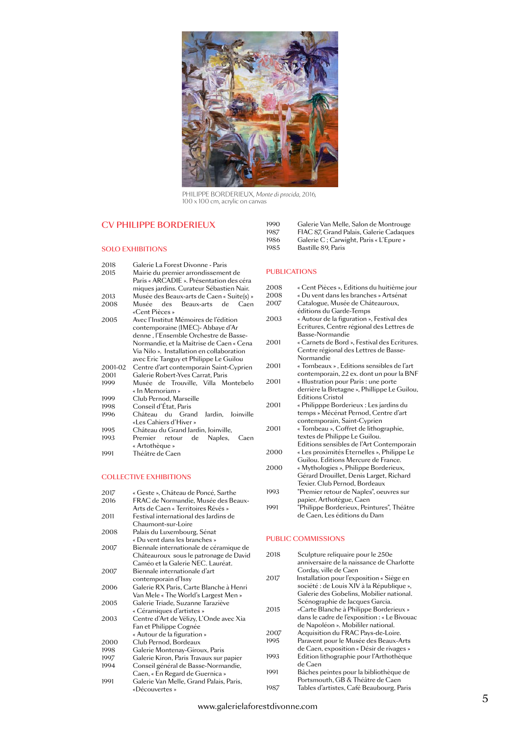PHILIPPE BORDERIEUX, *Monte di procida*, 2016,
100 x 100 cm, acrylic on canvas

## CV PHILIPPE BORDERIEUX

### SOLO EXHIBITIONS

| | |
|---|---|
| 2018 | Galerie La Forest Divonne - Paris |
| 2015 | Mairie du premier arrondissement de Paris « ARCADIE ». Présentation des céra miques jardins. Curateur Sébastien Nair. |
| 2013 | Musée des Beaux-arts de Caen « Suite(s) » |
| 2008 | Musée des Beaux-arts de Caen «Cent Pièces » |
| 2005 | Avec l'Institut Mémoires de l'édition contemporaine (IMEC)- Abbaye d'Ar denne , l'Ensemble Orchestre de Basse-Normandie, et la Maîtrise de Caen « Cena Via Nilo ». Installation en collaboration avec Eric Tanguy et Philippe Le Guilou |
| 2001-02 | Centre d'art contemporain Saint-Cyprien |
| 2001 | Galerie Robert-Yves Carrat, Paris |
| 1999 | Musée de Trouville, Villa Montebelo « In Memoriam » |
| 1999 | Club Pernod, Marseille |
| 1998 | Conseil d'État, Paris |
| 1996 | Château du Grand Jardin, Joinville «Les Cahiers d'Hiver » |
| 1995 | Château du Grand Jardin, Joinville, |
| 1993 | Premier retour de Naples, Caen « Artothèque » |
| 1991 | Théâtre de Caen |

### COLLECTIVE EXHIBITIONS

| | |
|---|---|
| 2017 | « Geste », Château de Poncé, Sarthe |
| 2016 | FRAC de Normandie, Musée des Beaux-Arts de Caen « Territoires Révés » |
| 2011 | Festival international des Jardins de Chaumont-sur-Loire |
| 2008 | Palais du Luxembourg, Sénat « Du vent dans les branches » |
| 2007 | Biennale internationale de céramique de Châteauroux sous le patronage de David Caméo et la Galerie NEC. Lauréat. |
| 2007 | Biennale internationale d'art contemporain d'Issy |
| 2006 | Galerie RX Paris, Carte Blanche à Henri Van Mele « The World's Largest Men » |
| 2005 | Galerie Triade, Suzanne Tarazième « Céramiques d'artistes » |
| 2003 | Centre d'Art de Vélizy, L'Onde avec Xia Fan et Philippe Cognée « Autour de la figuration » |
| 2000 | Club Pernod, Bordeaux |
| 1998 | Galerie Montenay-Giroux, Paris |
| 1997 | Galerie Kiron, Paris Travaux sur papier |
| 1994 | Conseil général de Basse-Normandie, Caen, « En Regard de Guernica » |
| 1991 | Galerie Van Melle, Grand Palais, Paris, «Découvertes » |
| 1990 | Galerie Van Melle, Salon de Montrouge |
| 1987 | FIAC 87, Grand Palais, Galerie Cadaques |
| 1986 | Galerie C ; Carwight, Paris « L'Epure » |
| 1985 | Bastille 89, Paris |

### PUBLICATIONS

| | |
|---|---|
| 2008 | « Cent Pièces », Editions du huitième jour |
| 2008 | « Du vent dans les branches » Artsénat |
| 2007 | Catalogue, Musée de Châteauroux, éditions du Garde-Temps |
| 2003 | « Autour de la figuration », Festival des Ecritures, Centre régional des Lettres de Basse-Normandie |
| 2001 | « Carnets de Bord », Festival des Ecritures. Centre régional des Lettres de Basse-Normandie |
| 2001 | « Tombeaux » , Editions sensibles de l'art contemporain, 22 ex. dont un pour la BNF |
| 2001 | « Illustration pour Paris : une porte derrière la Bretagne », Phillippe Le Guilou, Editions Cristol |
| 2001 | « Philipppe Borderieux : Les jardins du temps » Mécénat Pernod, Centre d'art contemporain, Saint-Cyprien |
| 2001 | « Tombeau », Coffret de lithographie, textes de Philippe Le Guilou. Editions sensibles de l'Art Contemporain |
| 2000 | « Les proximités Eternelles », Philippe Le Guilou. Editions Mercure de France. |
| 2000 | « Mythologies », Philippe Borderieux, Gérard Drouillet, Denis Larget, Richard Texier. Club Pernod, Bordeaux |
| 1993 | "Premier retour de Naples", oeuvres sur papier, Arthotègue, Caen |
| 1991 | "Philippe Borderieux, Peintures", Théâtre de Caen, Les éditions du Dam |

### PUBLIC COMMISSIONS

| | |
|---|---|
| 2018 | Sculpture reliquaire pour le 250e anniversaire de la naissance de Charlotte Corday, ville de Caen |
| 2017 | Installation pour l'exposition « Siège en société : de Louis XIV à la République », Galerie des Gobelins, Mobilier national. Scénographie de Jacques Garcia. |
| 2015 | «Carte Blanche à Philippe Borderieux » dans le cadre de l'exposition : « Le Bivouac de Napoléon ». Mobililer national. |
| 2007 | Acquisition du FRAC Pays-de-Loire. |
| 1995 | Paravent pour le Musée des Beaux-Arts de Caen, exposition « Désir de rivages » |
| 1993 | Edition lithographie pour l'Arthothèque de Caen |
| 1991 | Bâches peintes pour la bibliothèque de Portsmouth, GB & Théâtre de Caen |
| 1987 | Tables d'artistes, Café Beaubourg, Paris |

www.galerielaforestdivonne.com